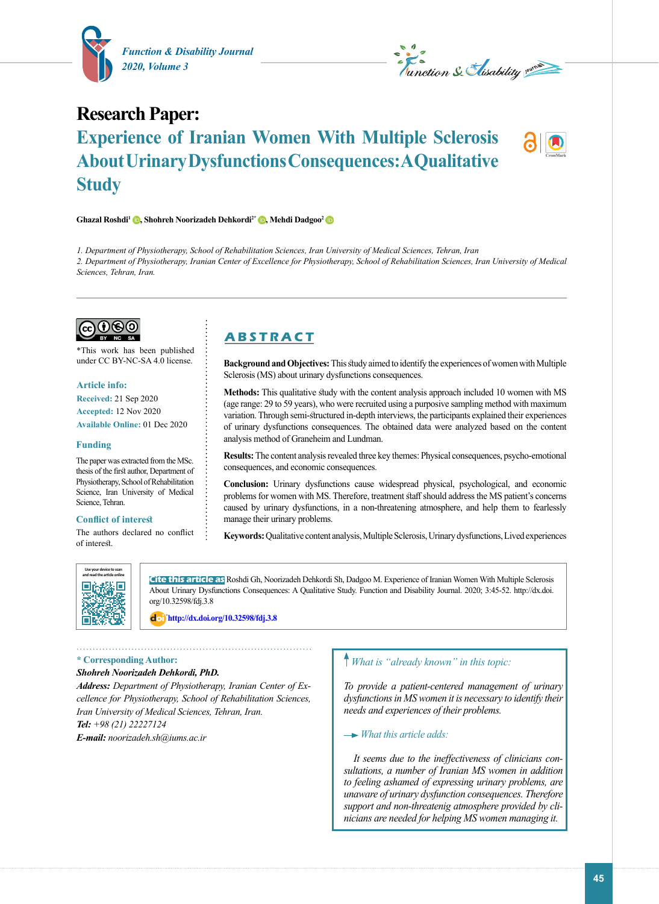Research Paper:

# Experience of Iranian Women With Multiple Sclerosis About Urinary Dysfunctions Consequences: A Qualitative Study

**Ghazal Roshdi[1], Shohreh Noorizadeh Dehkordi[2*], Mehdi Dadgoo[2]**

*1. Department of Physiotherapy, School of Rehabilitation Sciences, Iran University of Medical Sciences, Tehran, Iran*
*2. Department of Physiotherapy, Iranian Center of Excellence for Physiotherapy, School of Rehabilitation Sciences, Iran University of Medical Sciences, Tehran, Iran.*

*This work has been published under CC BY-NC-SA 4.0 license.

**Article info:**
**Received:** 21 Sep 2020
**Accepted:** 12 Nov 2020
**Available Online:** 01 Dec 2020

**Funding**

The paper was extracted from the MSc. thesis of the first author, Department of Physiotherapy, School of Rehabilitation Science, Iran University of Medical Science, Tehran.

**Conflict of interest**

The authors declared no conflict of interest.

## ABSTRACT

**Background and Objectives:** This study aimed to identify the experiences of women with Multiple Sclerosis (MS) about urinary dysfunctions consequences.

**Methods:** This qualitative study with the content analysis approach included 10 women with MS (age range: 29 to 59 years), who were recruited using a purposive sampling method with maximum variation. Through semi-structured in-depth interviews, the participants explained their experiences of urinary dysfunctions consequences. The obtained data were analyzed based on the content analysis method of Graneheim and Lundman.

**Results:** The content analysis revealed three key themes: Physical consequences, psycho-emotional consequences, and economic consequences.

**Conclusion:** Urinary dysfunctions cause widespread physical, psychological, and economic problems for women with MS. Therefore, treatment staff should address the MS patient's concerns caused by urinary dysfunctions, in a non-threatening atmosphere, and help them to fearlessly manage their urinary problems.

**Keywords:** Qualitative content analysis, Multiple Sclerosis, Urinary dysfunctions, Lived experiences

**Cite this article as** Roshdi Gh, Noorizadeh Dehkordi Sh, Dadgoo M. Experience of Iranian Women With Multiple Sclerosis About Urinary Dysfunctions Consequences: A Qualitative Study. Function and Disability Journal. 2020; 3:45-52. http://dx.doi.org/10.32598/fdj.3.8

http://dx.doi.org/10.32598/fdj.3.8

**\* Corresponding Author:**
***Shohreh Noorizadeh Dehkordi, PhD.***
***Address:*** *Department of Physiotherapy, Iranian Center of Excellence for Physiotherapy, School of Rehabilitation Sciences, Iran University of Medical Sciences, Tehran, Iran.*
***Tel:*** *+98 (21) 22227124*
***E-mail:*** *noorizadeh.sh@iums.ac.ir*

*What is "already known" in this topic:*

*To provide a patient-centered management of urinary dysfunctions in MS women it is necessary to identify their needs and experiences of their problems.*

*What this article adds:*

*It seems due to the ineffectiveness of clinicians consultations, a number of Iranian MS women in addition to feeling ashamed of expressing urinary problems, are unaware of urinary dysfunction consequences. Therefore support and non-threatenig atmosphere provided by clinicians are needed for helping MS women managing it.*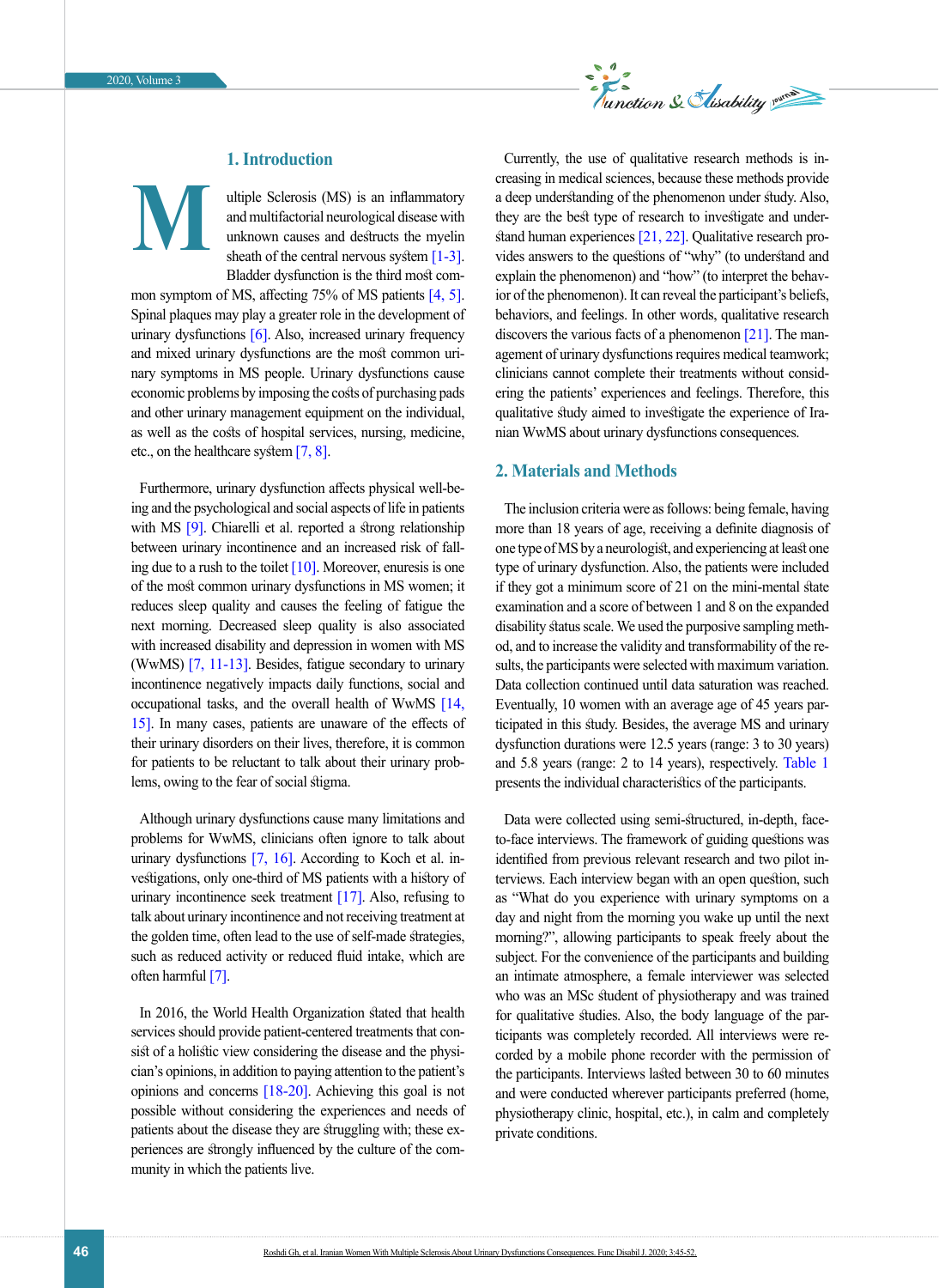## 1. Introduction

Multiple Sclerosis (MS) is an inflammatory and multifactorial neurological disease with unknown causes and destructs the myelin sheath of the central nervous system [1-3]. Bladder dysfunction is the third most common symptom of MS, affecting 75% of MS patients [4, 5]. Spinal plaques may play a greater role in the development of urinary dysfunctions [6]. Also, increased urinary frequency and mixed urinary dysfunctions are the most common urinary symptoms in MS people. Urinary dysfunctions cause economic problems by imposing the costs of purchasing pads and other urinary management equipment on the individual, as well as the costs of hospital services, nursing, medicine, etc., on the healthcare system [7, 8].

Furthermore, urinary dysfunction affects physical well-being and the psychological and social aspects of life in patients with MS [9]. Chiarelli et al. reported a strong relationship between urinary incontinence and an increased risk of falling due to a rush to the toilet [10]. Moreover, enuresis is one of the most common urinary dysfunctions in MS women; it reduces sleep quality and causes the feeling of fatigue the next morning. Decreased sleep quality is also associated with increased disability and depression in women with MS (WwMS) [7, 11-13]. Besides, fatigue secondary to urinary incontinence negatively impacts daily functions, social and occupational tasks, and the overall health of WwMS [14, 15]. In many cases, patients are unaware of the effects of their urinary disorders on their lives, therefore, it is common for patients to be reluctant to talk about their urinary problems, owing to the fear of social stigma.

Although urinary dysfunctions cause many limitations and problems for WwMS, clinicians often ignore to talk about urinary dysfunctions [7, 16]. According to Koch et al. investigations, only one-third of MS patients with a history of urinary incontinence seek treatment [17]. Also, refusing to talk about urinary incontinence and not receiving treatment at the golden time, often lead to the use of self-made strategies, such as reduced activity or reduced fluid intake, which are often harmful [7].

In 2016, the World Health Organization stated that health services should provide patient-centered treatments that consist of a holistic view considering the disease and the physician's opinions, in addition to paying attention to the patient's opinions and concerns [18-20]. Achieving this goal is not possible without considering the experiences and needs of patients about the disease they are struggling with; these experiences are strongly influenced by the culture of the community in which the patients live.

Currently, the use of qualitative research methods is increasing in medical sciences, because these methods provide a deep understanding of the phenomenon under study. Also, they are the best type of research to investigate and understand human experiences [21, 22]. Qualitative research provides answers to the questions of "why" (to understand and explain the phenomenon) and "how" (to interpret the behavior of the phenomenon). It can reveal the participant's beliefs, behaviors, and feelings. In other words, qualitative research discovers the various facts of a phenomenon [21]. The management of urinary dysfunctions requires medical teamwork; clinicians cannot complete their treatments without considering the patients' experiences and feelings. Therefore, this qualitative study aimed to investigate the experience of Iranian WwMS about urinary dysfunctions consequences.

## 2. Materials and Methods

The inclusion criteria were as follows: being female, having more than 18 years of age, receiving a definite diagnosis of one type of MS by a neurologist, and experiencing at least one type of urinary dysfunction. Also, the patients were included if they got a minimum score of 21 on the mini-mental state examination and a score of between 1 and 8 on the expanded disability status scale. We used the purposive sampling method, and to increase the validity and transformability of the results, the participants were selected with maximum variation. Data collection continued until data saturation was reached. Eventually, 10 women with an average age of 45 years participated in this study. Besides, the average MS and urinary dysfunction durations were 12.5 years (range: 3 to 30 years) and 5.8 years (range: 2 to 14 years), respectively. Table 1 presents the individual characteristics of the participants.

Data were collected using semi-structured, in-depth, face-to-face interviews. The framework of guiding questions was identified from previous relevant research and two pilot interviews. Each interview began with an open question, such as "What do you experience with urinary symptoms on a day and night from the morning you wake up until the next morning?", allowing participants to speak freely about the subject. For the convenience of the participants and building an intimate atmosphere, a female interviewer was selected who was an MSc student of physiotherapy and was trained for qualitative studies. Also, the body language of the participants was completely recorded. All interviews were recorded by a mobile phone recorder with the permission of the participants. Interviews lasted between 30 to 60 minutes and were conducted wherever participants preferred (home, physiotherapy clinic, hospital, etc.), in calm and completely private conditions.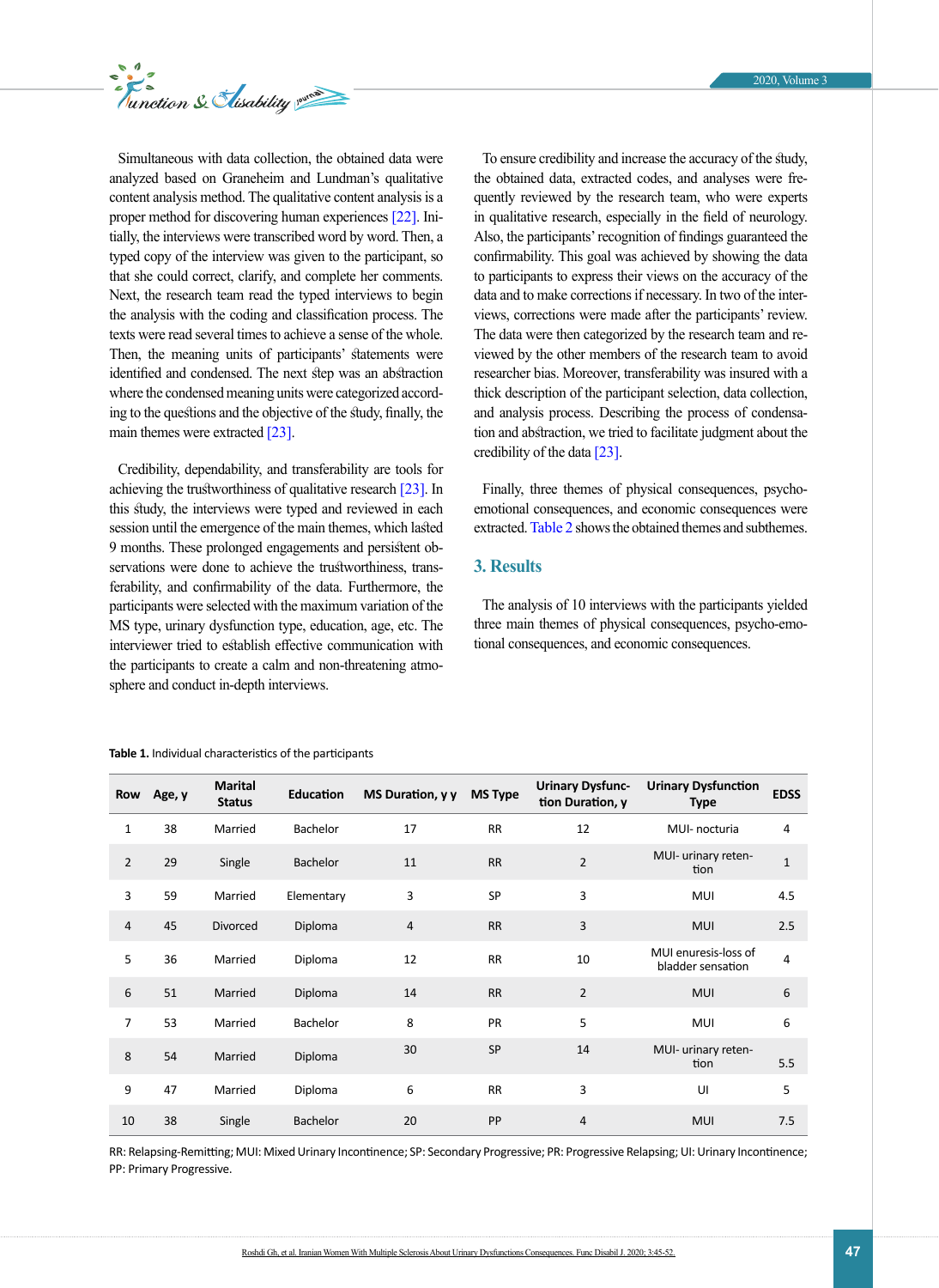Simultaneous with data collection, the obtained data were analyzed based on Graneheim and Lundman's qualitative content analysis method. The qualitative content analysis is a proper method for discovering human experiences [22]. Initially, the interviews were transcribed word by word. Then, a typed copy of the interview was given to the participant, so that she could correct, clarify, and complete her comments. Next, the research team read the typed interviews to begin the analysis with the coding and classification process. The texts were read several times to achieve a sense of the whole. Then, the meaning units of participants' statements were identified and condensed. The next step was an abstraction where the condensed meaning units were categorized according to the questions and the objective of the study, finally, the main themes were extracted [23].

Credibility, dependability, and transferability are tools for achieving the trustworthiness of qualitative research [23]. In this study, the interviews were typed and reviewed in each session until the emergence of the main themes, which lasted 9 months. These prolonged engagements and persistent observations were done to achieve the trustworthiness, transferability, and confirmability of the data. Furthermore, the participants were selected with the maximum variation of the MS type, urinary dysfunction type, education, age, etc. The interviewer tried to establish effective communication with the participants to create a calm and non-threatening atmosphere and conduct in-depth interviews.

To ensure credibility and increase the accuracy of the study, the obtained data, extracted codes, and analyses were frequently reviewed by the research team, who were experts in qualitative research, especially in the field of neurology. Also, the participants' recognition of findings guaranteed the confirmability. This goal was achieved by showing the data to participants to express their views on the accuracy of the data and to make corrections if necessary. In two of the interviews, corrections were made after the participants' review. The data were then categorized by the research team and reviewed by the other members of the research team to avoid researcher bias. Moreover, transferability was insured with a thick description of the participant selection, data collection, and analysis process. Describing the process of condensation and abstraction, we tried to facilitate judgment about the credibility of the data [23].

Finally, three themes of physical consequences, psycho-emotional consequences, and economic consequences were extracted. Table 2 shows the obtained themes and subthemes.

## 3. Results

The analysis of 10 interviews with the participants yielded three main themes of physical consequences, psycho-emotional consequences, and economic consequences.

**Table 1.** Individual characteristics of the participants

| Row | Age, y | Marital Status | Education | MS Duration, y y | MS Type | Urinary Dysfunction Duration, y | Urinary Dysfunction Type | EDSS |
|---|---|---|---|---|---|---|---|---|
| 1 | 38 | Married | Bachelor | 17 | RR | 12 | MUI- nocturia | 4 |
| 2 | 29 | Single | Bachelor | 11 | RR | 2 | MUI- urinary retention | 1 |
| 3 | 59 | Married | Elementary | 3 | SP | 3 | MUI | 4.5 |
| 4 | 45 | Divorced | Diploma | 4 | RR | 3 | MUI | 2.5 |
| 5 | 36 | Married | Diploma | 12 | RR | 10 | MUI enuresis-loss of bladder sensation | 4 |
| 6 | 51 | Married | Diploma | 14 | RR | 2 | MUI | 6 |
| 7 | 53 | Married | Bachelor | 8 | PR | 5 | MUI | 6 |
| 8 | 54 | Married | Diploma | 30 | SP | 14 | MUI- urinary retention | 5.5 |
| 9 | 47 | Married | Diploma | 6 | RR | 3 | UI | 5 |
| 10 | 38 | Single | Bachelor | 20 | PP | 4 | MUI | 7.5 |

RR: Relapsing-Remitting; MUI: Mixed Urinary Incontinence; SP: Secondary Progressive; PR: Progressive Relapsing; UI: Urinary Incontinence; PP: Primary Progressive.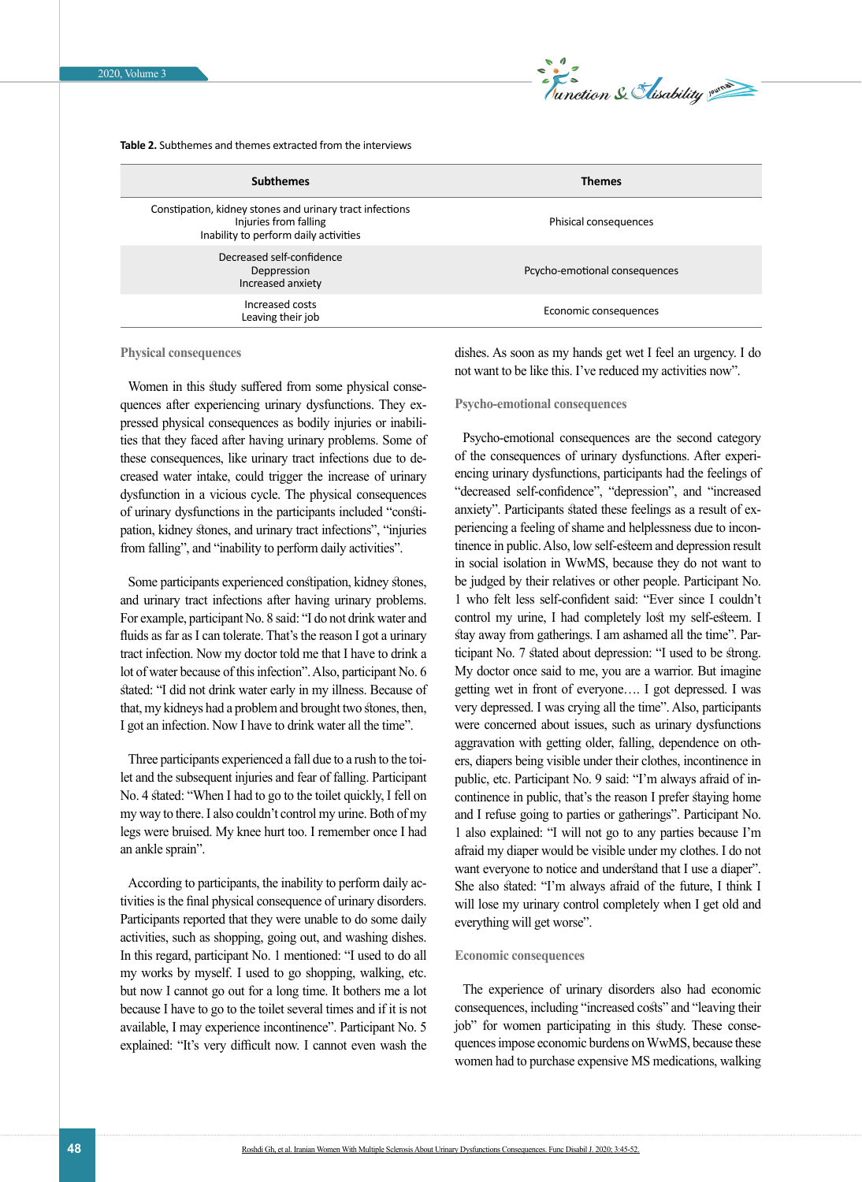**Table 2.** Subthemes and themes extracted from the interviews

| Subthemes | Themes |
|---|---|
| Constipation, kidney stones and urinary tract infections<br>Injuries from falling<br>Inability to perform daily activities | Phisical consequences |
| Decreased self-confidence<br>Deppression<br>Increased anxiety | Pcycho-emotional consequences |
| Increased costs<br>Leaving their job | Economic consequences |

### Physical consequences

Women in this study suffered from some physical consequences after experiencing urinary dysfunctions. They expressed physical consequences as bodily injuries or inabilities that they faced after having urinary problems. Some of these consequences, like urinary tract infections due to decreased water intake, could trigger the increase of urinary dysfunction in a vicious cycle. The physical consequences of urinary dysfunctions in the participants included "constipation, kidney stones, and urinary tract infections", "injuries from falling", and "inability to perform daily activities".

Some participants experienced constipation, kidney stones, and urinary tract infections after having urinary problems. For example, participant No. 8 said: "I do not drink water and fluids as far as I can tolerate. That's the reason I got a urinary tract infection. Now my doctor told me that I have to drink a lot of water because of this infection". Also, participant No. 6 stated: "I did not drink water early in my illness. Because of that, my kidneys had a problem and brought two stones, then, I got an infection. Now I have to drink water all the time".

Three participants experienced a fall due to a rush to the toilet and the subsequent injuries and fear of falling. Participant No. 4 stated: "When I had to go to the toilet quickly, I fell on my way to there. I also couldn't control my urine. Both of my legs were bruised. My knee hurt too. I remember once I had an ankle sprain".

According to participants, the inability to perform daily activities is the final physical consequence of urinary disorders. Participants reported that they were unable to do some daily activities, such as shopping, going out, and washing dishes. In this regard, participant No. 1 mentioned: "I used to do all my works by myself. I used to go shopping, walking, etc. but now I cannot go out for a long time. It bothers me a lot because I have to go to the toilet several times and if it is not available, I may experience incontinence". Participant No. 5 explained: "It's very difficult now. I cannot even wash the dishes. As soon as my hands get wet I feel an urgency. I do not want to be like this. I've reduced my activities now".

### Psycho-emotional consequences

Psycho-emotional consequences are the second category of the consequences of urinary dysfunctions. After experiencing urinary dysfunctions, participants had the feelings of "decreased self-confidence", "depression", and "increased anxiety". Participants stated these feelings as a result of experiencing a feeling of shame and helplessness due to incontinence in public. Also, low self-esteem and depression result in social isolation in WwMS, because they do not want to be judged by their relatives or other people. Participant No. 1 who felt less self-confident said: "Ever since I couldn't control my urine, I had completely lost my self-esteem. I stay away from gatherings. I am ashamed all the time". Participant No. 7 stated about depression: "I used to be strong. My doctor once said to me, you are a warrior. But imagine getting wet in front of everyone…. I got depressed. I was very depressed. I was crying all the time". Also, participants were concerned about issues, such as urinary dysfunctions aggravation with getting older, falling, dependence on others, diapers being visible under their clothes, incontinence in public, etc. Participant No. 9 said: "I'm always afraid of incontinence in public, that's the reason I prefer staying home and I refuse going to parties or gatherings". Participant No. 1 also explained: "I will not go to any parties because I'm afraid my diaper would be visible under my clothes. I do not want everyone to notice and understand that I use a diaper". She also stated: "I'm always afraid of the future, I think I will lose my urinary control completely when I get old and everything will get worse".

### Economic consequences

The experience of urinary disorders also had economic consequences, including "increased costs" and "leaving their job" for women participating in this study. These consequences impose economic burdens on WwMS, because these women had to purchase expensive MS medications, walking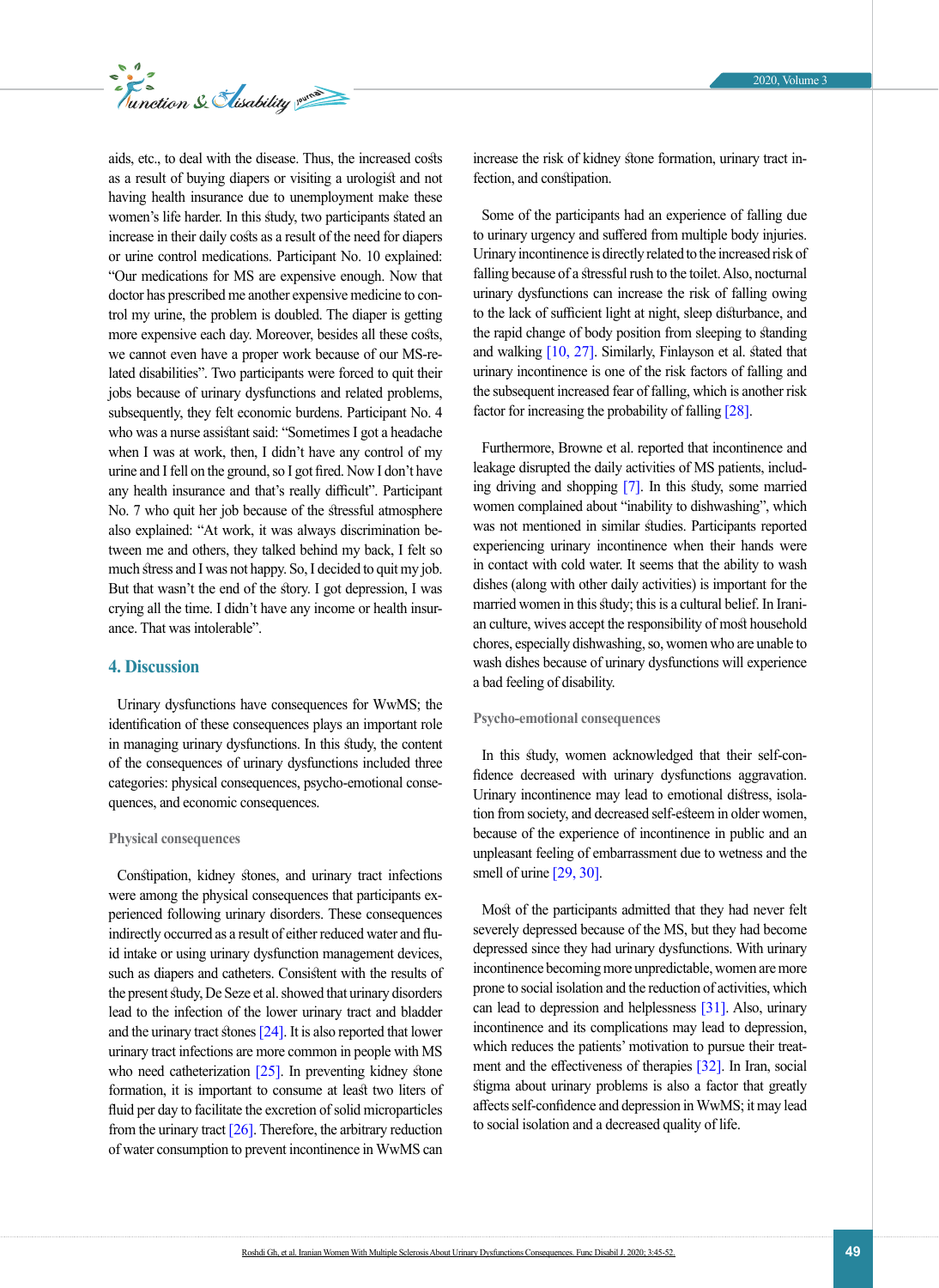aids, etc., to deal with the disease. Thus, the increased costs as a result of buying diapers or visiting a urologist and not having health insurance due to unemployment make these women's life harder. In this study, two participants stated an increase in their daily costs as a result of the need for diapers or urine control medications. Participant No. 10 explained: "Our medications for MS are expensive enough. Now that doctor has prescribed me another expensive medicine to control my urine, the problem is doubled. The diaper is getting more expensive each day. Moreover, besides all these costs, we cannot even have a proper work because of our MS-related disabilities". Two participants were forced to quit their jobs because of urinary dysfunctions and related problems, subsequently, they felt economic burdens. Participant No. 4 who was a nurse assistant said: "Sometimes I got a headache when I was at work, then, I didn't have any control of my urine and I fell on the ground, so I got fired. Now I don't have any health insurance and that's really difficult". Participant No. 7 who quit her job because of the stressful atmosphere also explained: "At work, it was always discrimination between me and others, they talked behind my back, I felt so much stress and I was not happy. So, I decided to quit my job. But that wasn't the end of the story. I got depression, I was crying all the time. I didn't have any income or health insurance. That was intolerable".

## 4. Discussion

Urinary dysfunctions have consequences for WwMS; the identification of these consequences plays an important role in managing urinary dysfunctions. In this study, the content of the consequences of urinary dysfunctions included three categories: physical consequences, psycho-emotional consequences, and economic consequences.

### Physical consequences

Constipation, kidney stones, and urinary tract infections were among the physical consequences that participants experienced following urinary disorders. These consequences indirectly occurred as a result of either reduced water and fluid intake or using urinary dysfunction management devices, such as diapers and catheters. Consistent with the results of the present study, De Seze et al. showed that urinary disorders lead to the infection of the lower urinary tract and bladder and the urinary tract stones [24]. It is also reported that lower urinary tract infections are more common in people with MS who need catheterization [25]. In preventing kidney stone formation, it is important to consume at least two liters of fluid per day to facilitate the excretion of solid microparticles from the urinary tract [26]. Therefore, the arbitrary reduction of water consumption to prevent incontinence in WwMS can increase the risk of kidney stone formation, urinary tract infection, and constipation.

Some of the participants had an experience of falling due to urinary urgency and suffered from multiple body injuries. Urinary incontinence is directly related to the increased risk of falling because of a stressful rush to the toilet. Also, nocturnal urinary dysfunctions can increase the risk of falling owing to the lack of sufficient light at night, sleep disturbance, and the rapid change of body position from sleeping to standing and walking [10, 27]. Similarly, Finlayson et al. stated that urinary incontinence is one of the risk factors of falling and the subsequent increased fear of falling, which is another risk factor for increasing the probability of falling [28].

Furthermore, Browne et al. reported that incontinence and leakage disrupted the daily activities of MS patients, including driving and shopping [7]. In this study, some married women complained about "inability to dishwashing", which was not mentioned in similar studies. Participants reported experiencing urinary incontinence when their hands were in contact with cold water. It seems that the ability to wash dishes (along with other daily activities) is important for the married women in this study; this is a cultural belief. In Iranian culture, wives accept the responsibility of most household chores, especially dishwashing, so, women who are unable to wash dishes because of urinary dysfunctions will experience a bad feeling of disability.

### Psycho-emotional consequences

In this study, women acknowledged that their self-confidence decreased with urinary dysfunctions aggravation. Urinary incontinence may lead to emotional distress, isolation from society, and decreased self-esteem in older women, because of the experience of incontinence in public and an unpleasant feeling of embarrassment due to wetness and the smell of urine [29, 30].

Most of the participants admitted that they had never felt severely depressed because of the MS, but they had become depressed since they had urinary dysfunctions. With urinary incontinence becoming more unpredictable, women are more prone to social isolation and the reduction of activities, which can lead to depression and helplessness [31]. Also, urinary incontinence and its complications may lead to depression, which reduces the patients' motivation to pursue their treatment and the effectiveness of therapies [32]. In Iran, social stigma about urinary problems is also a factor that greatly affects self-confidence and depression in WwMS; it may lead to social isolation and a decreased quality of life.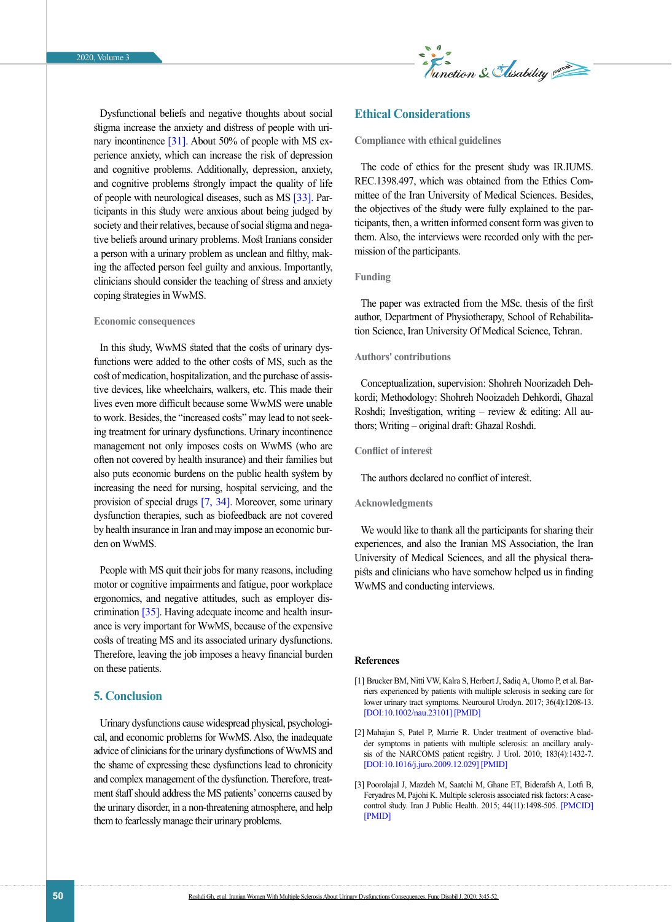Dysfunctional beliefs and negative thoughts about social stigma increase the anxiety and distress of people with urinary incontinence [31]. About 50% of people with MS experience anxiety, which can increase the risk of depression and cognitive problems. Additionally, depression, anxiety, and cognitive problems strongly impact the quality of life of people with neurological diseases, such as MS [33]. Participants in this study were anxious about being judged by society and their relatives, because of social stigma and negative beliefs around urinary problems. Most Iranians consider a person with a urinary problem as unclean and filthy, making the affected person feel guilty and anxious. Importantly, clinicians should consider the teaching of stress and anxiety coping strategies in WwMS.

### Economic consequences

In this study, WwMS stated that the costs of urinary dysfunctions were added to the other costs of MS, such as the cost of medication, hospitalization, and the purchase of assistive devices, like wheelchairs, walkers, etc. This made their lives even more difficult because some WwMS were unable to work. Besides, the "increased costs" may lead to not seeking treatment for urinary dysfunctions. Urinary incontinence management not only imposes costs on WwMS (who are often not covered by health insurance) and their families but also puts economic burdens on the public health system by increasing the need for nursing, hospital servicing, and the provision of special drugs [7, 34]. Moreover, some urinary dysfunction therapies, such as biofeedback are not covered by health insurance in Iran and may impose an economic burden on WwMS.

People with MS quit their jobs for many reasons, including motor or cognitive impairments and fatigue, poor workplace ergonomics, and negative attitudes, such as employer discrimination [35]. Having adequate income and health insurance is very important for WwMS, because of the expensive costs of treating MS and its associated urinary dysfunctions. Therefore, leaving the job imposes a heavy financial burden on these patients.

## 5. Conclusion

Urinary dysfunctions cause widespread physical, psychological, and economic problems for WwMS. Also, the inadequate advice of clinicians for the urinary dysfunctions of WwMS and the shame of expressing these dysfunctions lead to chronicity and complex management of the dysfunction. Therefore, treatment staff should address the MS patients' concerns caused by the urinary disorder, in a non-threatening atmosphere, and help them to fearlessly manage their urinary problems.

## Ethical Considerations

### Compliance with ethical guidelines

The code of ethics for the present study was IR.IUMS.REC.1398.497, which was obtained from the Ethics Committee of the Iran University of Medical Sciences. Besides, the objectives of the study were fully explained to the participants, then, a written informed consent form was given to them. Also, the interviews were recorded only with the permission of the participants.

### Funding

The paper was extracted from the MSc. thesis of the first author, Department of Physiotherapy, School of Rehabilitation Science, Iran University Of Medical Science, Tehran.

### Authors' contributions

Conceptualization, supervision: Shohreh Noorizadeh Dehkordi; Methodology: Shohreh Nooizadeh Dehkordi, Ghazal Roshdi; Investigation, writing – review & editing: All authors; Writing – original draft: Ghazal Roshdi.

### Conflict of interest

The authors declared no conflict of interest.

### Acknowledgments

We would like to thank all the participants for sharing their experiences, and also the Iranian MS Association, the Iran University of Medical Sciences, and all the physical therapists and clinicians who have somehow helped us in finding WwMS and conducting interviews.

## References

[1] Brucker BM, Nitti VW, Kalra S, Herbert J, Sadiq A, Utomo P, et al. Barriers experienced by patients with multiple sclerosis in seeking care for lower urinary tract symptoms. Neurourol Urodyn. 2017; 36(4):1208-13. [DOI:10.1002/nau.23101] [PMID]

[2] Mahajan S, Patel P, Marrie R. Under treatment of overactive bladder symptoms in patients with multiple sclerosis: an ancillary analysis of the NARCOMS patient registry. J Urol. 2010; 183(4):1432-7. [DOI:10.1016/j.juro.2009.12.029] [PMID]

[3] Poorolajal J, Mazdeh M, Saatchi M, Ghane ET, Biderafsh A, Lotfi B, Feryadres M, Pajohi K. Multiple sclerosis associated risk factors: A case-control study. Iran J Public Health. 2015; 44(11):1498-505. [PMCID] [PMID]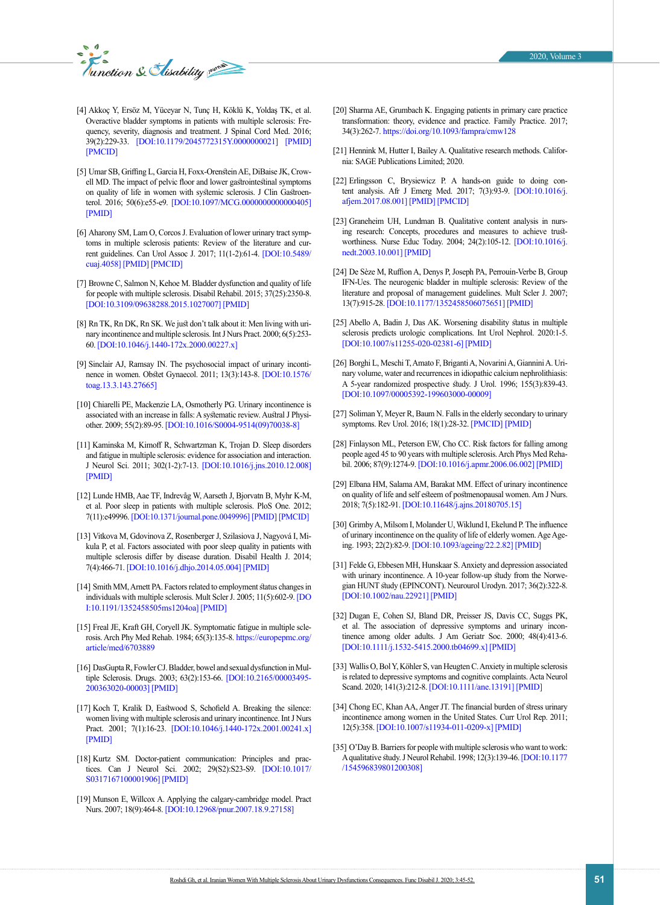[4] Akkoç Y, Ersöz M, Yüceyar N, Tunç H, Köklü K, Yoldaş TK, et al. Overactive bladder symptoms in patients with multiple sclerosis: Frequency, severity, diagnosis and treatment. J Spinal Cord Med. 2016; 39(2):229-33. [DOI:10.1179/2045772315Y.0000000021] [PMID] [PMCID]

[5] Umar SB, Griffing L, Garcia H, Foxx-Orenstein AE, DiBaise JK, Crowell MD. The impact of pelvic floor and lower gastrointestinal symptoms on quality of life in women with systemic sclerosis. J Clin Gastroenterol. 2016; 50(6):e55-e9. [DOI:10.1097/MCG.0000000000000405] [PMID]

[6] Aharony SM, Lam O, Corcos J. Evaluation of lower urinary tract symptoms in multiple sclerosis patients: Review of the literature and current guidelines. Can Urol Assoc J. 2017; 11(1-2):61-4. [DOI:10.5489/cuaj.4058] [PMID] [PMCID]

[7] Browne C, Salmon N, Kehoe M. Bladder dysfunction and quality of life for people with multiple sclerosis. Disabil Rehabil. 2015; 37(25):2350-8. [DOI:10.3109/09638288.2015.1027007] [PMID]

[8] Rn TK, Rn DK, Rn SK. We just don't talk about it: Men living with urinary incontinence and multiple sclerosis. Int J Nurs Pract. 2000; 6(5):253-60. [DOI:10.1046/j.1440-172x.2000.00227.x]

[9] Sinclair AJ, Ramsay IN. The psychosocial impact of urinary incontinence in women. Obstet Gynaecol. 2011; 13(3):143-8. [DOI:10.1576/toag.13.3.143.27665]

[10] Chiarelli PE, Mackenzie LA, Osmotherly PG. Urinary incontinence is associated with an increase in falls: A systematic review. Austral J Physiother. 2009; 55(2):89-95. [DOI:10.1016/S0004-9514(09)70038-8]

[11] Kaminska M, Kimoff R, Schwartzman K, Trojan D. Sleep disorders and fatigue in multiple sclerosis: evidence for association and interaction. J Neurol Sci. 2011; 302(1-2):7-13. [DOI:10.1016/j.jns.2010.12.008] [PMID]

[12] Lunde HMB, Aae TF, Indrevåg W, Aarseth J, Bjorvatn B, Myhr K-M, et al. Poor sleep in patients with multiple sclerosis. PloS One. 2012; 7(11):e49996. [DOI:10.1371/journal.pone.0049996] [PMID] [PMCID]

[13] Vitkova M, Gdovinova Z, Rosenberger J, Szilasiova J, Nagyová I, Mikula P, et al. Factors associated with poor sleep quality in patients with multiple sclerosis differ by disease duration. Disabil Health J. 2014; 7(4):466-71. [DOI:10.1016/j.dhjo.2014.05.004] [PMID]

[14] Smith MM, Arnett PA. Factors related to employment status changes in individuals with multiple sclerosis. Mult Scler J. 2005; 11(5):602-9. [DOI:10.1191/1352458505ms1204oa] [PMID]

[15] Freal JE, Kraft GH, Coryell JK. Symptomatic fatigue in multiple sclerosis. Arch Phy Med Rehab. 1984; 65(3):135-8. https://europepmc.org/article/med/6703889

[16] DasGupta R, Fowler CJ. Bladder, bowel and sexual dysfunction in Multiple Sclerosis. Drugs. 2003; 63(2):153-66. [DOI:10.2165/00003495-200363020-00003] [PMID]

[17] Koch T, Kralik D, Eastwood S, Schofield A. Breaking the silence: women living with multiple sclerosis and urinary incontinence. Int J Nurs Pract. 2001; 7(1):16-23. [DOI:10.1046/j.1440-172x.2001.00241.x] [PMID]

[18] Kurtz SM. Doctor-patient communication: Principles and practices. Can J Neurol Sci. 2002; 29(S2):S23-S9. [DOI:10.1017/S0317167100001906] [PMID]

[19] Munson E, Willcox A. Applying the calgary-cambridge model. Pract Nurs. 2007; 18(9):464-8. [DOI:10.12968/pnur.2007.18.9.27158]

[20] Sharma AE, Grumbach K. Engaging patients in primary care practice transformation: theory, evidence and practice. Family Practice. 2017; 34(3):262-7. https://doi.org/10.1093/fampra/cmw128

[21] Hennink M, Hutter I, Bailey A. Qualitative research methods. California: SAGE Publications Limited; 2020.

[22] Erlingsson C, Brysiewicz P. A hands-on guide to doing content analysis. Afr J Emerg Med. 2017; 7(3):93-9. [DOI:10.1016/j.afjem.2017.08.001] [PMID] [PMCID]

[23] Graneheim UH, Lundman B. Qualitative content analysis in nursing research: Concepts, procedures and measures to achieve trustworthiness. Nurse Educ Today. 2004; 24(2):105-12. [DOI:10.1016/j.nedt.2003.10.001] [PMID]

[24] De Sèze M, Ruffion A, Denys P, Joseph PA, Perrouin-Verbe B, Group IFN-Ues. The neurogenic bladder in multiple sclerosis: Review of the literature and proposal of management guidelines. Mult Scler J. 2007; 13(7):915-28. [DOI:10.1177/1352458506075651] [PMID]

[25] Abello A, Badin J, Das AK. Worsening disability status in multiple sclerosis predicts urologic complications. Int Urol Nephrol. 2020:1-5. [DOI:10.1007/s11255-020-02381-6] [PMID]

[26] Borghi L, Meschi T, Amato F, Briganti A, Novarini A, Giannini A. Urinary volume, water and recurrences in idiopathic calcium nephrolithiasis: A 5-year randomized prospective study. J Urol. 1996; 155(3):839-43. [DOI:10.1097/00005392-199603000-00009]

[27] Soliman Y, Meyer R, Baum N. Falls in the elderly secondary to urinary symptoms. Rev Urol. 2016; 18(1):28-32. [PMCID] [PMID]

[28] Finlayson ML, Peterson EW, Cho CC. Risk factors for falling among people aged 45 to 90 years with multiple sclerosis. Arch Phys Med Rehabil. 2006; 87(9):1274-9. [DOI:10.1016/j.apmr.2006.06.002] [PMID]

[29] Elbana HM, Salama AM, Barakat MM. Effect of urinary incontinence on quality of life and self esteem of postmenopausal women. Am J Nurs. 2018; 7(5):182-91. [DOI:10.11648/j.ajns.20180705.15]

[30] Grimby A, Milsom I, Molander U, Wiklund I, Ekelund P. The influence of urinary incontinence on the quality of life of elderly women. Age Ageing. 1993; 22(2):82-9. [DOI:10.1093/ageing/22.2.82] [PMID]

[31] Felde G, Ebbesen MH, Hunskaar S. Anxiety and depression associated with urinary incontinence. A 10-year follow-up study from the Norwegian HUNT study (EPINCONT). Neurourol Urodyn. 2017; 36(2):322-8. [DOI:10.1002/nau.22921] [PMID]

[32] Dugan E, Cohen SJ, Bland DR, Preisser JS, Davis CC, Suggs PK, et al. The association of depressive symptoms and urinary incontinence among older adults. J Am Geriatr Soc. 2000; 48(4):413-6. [DOI:10.1111/j.1532-5415.2000.tb04699.x] [PMID]

[33] Wallis O, Bol Y, Köhler S, van Heugten C. Anxiety in multiple sclerosis is related to depressive symptoms and cognitive complaints. Acta Neurol Scand. 2020; 141(3):212-8. [DOI:10.1111/ane.13191] [PMID]

[34] Chong EC, Khan AA, Anger JT. The financial burden of stress urinary incontinence among women in the United States. Curr Urol Rep. 2011; 12(5):358. [DOI:10.1007/s11934-011-0209-x] [PMID]

[35] O'Day B. Barriers for people with multiple sclerosis who want to work: A qualitative study. J Neurol Rehabil. 1998; 12(3):139-46. [DOI:10.1177/154596839801200308]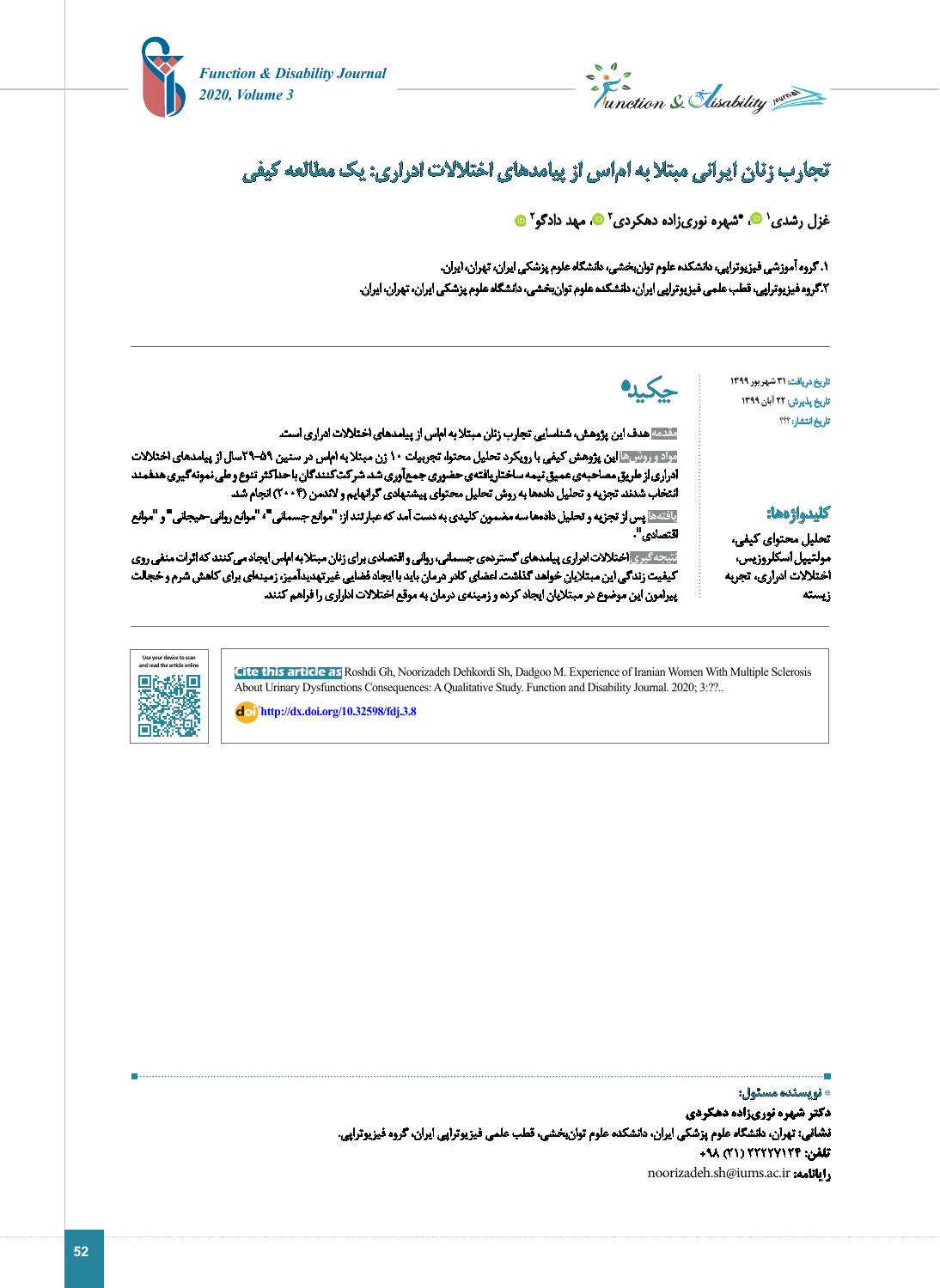# تجارب زنان ایرانی مبتلا به ام‌اس از پیامدهای اختلالات ادراری: یک مطالعه کیفی

غزل رشدی[۱]، \*شهره نوری‌زاده دهکردی[۲]، مهد دادگو[۲]

۱. گروه آموزشی فیزیوتراپی، دانشکده علوم توان‌بخشی، دانشگاه علوم پزشکی ایران، تهران، ایران.

۲. گروه فیزیوتراپی، قطب علمی فیزیوتراپی ایران، دانشکده علوم توان‌بخشی، دانشگاه علوم پزشکی ایران، تهران، ایران.

تاریخ دریافت: ۳۱ شهریور ۱۳۹۹

تاریخ پذیرش: ۲۲ آبان ۱۳۹۹

تاریخ انتشار: ؟؟؟

## چکیده

**مقدمه** هدف این پژوهش، شناسایی تجارب زنان مبتلا به ام‌اس از پیامدهای اختلالات ادراری است.

**مواد و روش‌ها** این پژوهش کیفی با رویکرد تحلیل محتوا، تجربیات ۱۰ زن مبتلا به ام‌اس در سنین ۵۹-۲۹ سال از پیامدهای اختلالات ادراری از طریق مصاحبه‌ی عمیق نیمه ساختاریافته‌ی حضوری جمع‌آوری شد. شرکت‌کنندگان با حداکثر تنوع و طی نمونه‌گیری هدفمند انتخاب شدند. تجزیه و تحلیل داده‌ها به روش تحلیل محتوای پیشنهادی گرانهایم و لاندمن (۲۰۰۴) انجام شد.

**یافته‌ها** پس از تجزیه و تحلیل داده‌ها سه مضمون کلیدی به دست آمد که عبارتند از: "موانع جسمانی"، "موانع روانی-هیجانی" و "موانع اقتصادی".

**نتیجه‌گیری** اختلالات ادراری پیامدهای گسترده‌ی جسمانی، روانی و اقتصادی برای زنان مبتلا به ام‌اس ایجاد می‌کنند که اثرات منفی روی کیفیت زندگی این مبتلایان خواهد گذاشت. اعضای کادر درمان باید با ایجاد فضایی غیرتهدیدآمیز، زمینه‌ای برای کاهش شرم و خجالت پیرامون این موضوع در مبتلایان ایجاد کرده و زمینه‌ی درمان به موقع اختلالات ادراری را فراهم کنند.

**کلیدواژه‌ها:**

تحلیل محتوای کیفی، مولتیپل اسکلروزیس، اختلالات ادراری، تجربه زیسته

**Cite this article as** Roshdi Gh, Noorizadeh Dehkordi Sh, Dadgoo M. Experience of Iranian Women With Multiple Sclerosis About Urinary Dysfunctions Consequences: A Qualitative Study. Function and Disability Journal. 2020; 3:??..

http://dx.doi.org/10.32598/fdj.3.8

\* نویسنده مسئول:

**دکتر شهره نوری‌زاده دهکردی**

**نشانی:** تهران، دانشگاه علوم پزشکی ایران، دانشکده علوم توان‌بخشی، قطب علمی فیزیوتراپی ایران، گروه فیزیوتراپی.

**تلفن:** ۲۲۲۲۷۱۲۴ (۲۱) ۹۸+

**رایانامه:** noorizadeh.sh@iums.ac.ir